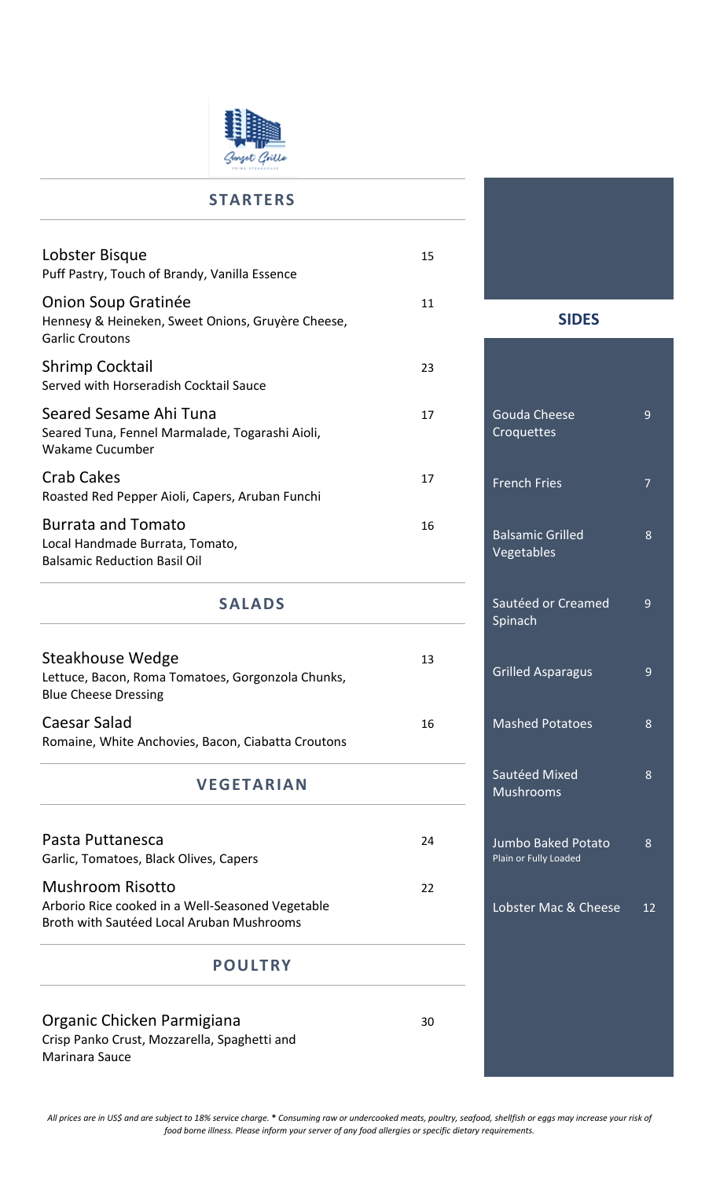## STARTERS

| Item | Price |
|---|---|
| **Lobster Bisque**<br>Puff Pastry, Touch of Brandy, Vanilla Essence | 15 |
| **Onion Soup Gratinée**<br>Hennesy & Heineken, Sweet Onions, Gruyère Cheese, Garlic Croutons | 11 |
| **Shrimp Cocktail**<br>Served with Horseradish Cocktail Sauce | 23 |
| **Seared Sesame Ahi Tuna**<br>Seared Tuna, Fennel Marmalade, Togarashi Aioli, Wakame Cucumber | 17 |
| **Crab Cakes**<br>Roasted Red Pepper Aioli, Capers, Aruban Funchi | 17 |
| **Burrata and Tomato**<br>Local Handmade Burrata, Tomato, Balsamic Reduction Basil Oil | 16 |

## SALADS

| Item | Price |
|---|---|
| **Steakhouse Wedge**<br>Lettuce, Bacon, Roma Tomatoes, Gorgonzola Chunks, Blue Cheese Dressing | 13 |
| **Caesar Salad**<br>Romaine, White Anchovies, Bacon, Ciabatta Croutons | 16 |

## VEGETARIAN

| Item | Price |
|---|---|
| **Pasta Puttanesca**<br>Garlic, Tomatoes, Black Olives, Capers | 24 |
| **Mushroom Risotto**<br>Arborio Rice cooked in a Well-Seasoned Vegetable Broth with Sautéed Local Aruban Mushrooms | 22 |

## POULTRY

| Item | Price |
|---|---|
| **Organic Chicken Parmigiana**<br>Crisp Panko Crust, Mozzarella, Spaghetti and Marinara Sauce | 30 |

## SIDES

| Item | Price |
|---|---|
| Gouda Cheese Croquettes | 9 |
| French Fries | 7 |
| Balsamic Grilled Vegetables | 8 |
| Sautéed or Creamed Spinach | 9 |
| Grilled Asparagus | 9 |
| Mashed Potatoes | 8 |
| Sautéed Mixed Mushrooms | 8 |
| Jumbo Baked Potato<br>Plain or Fully Loaded | 8 |
| Lobster Mac & Cheese | 12 |

*All prices are in US$ and are subject to 18% service charge. * Consuming raw or undercooked meats, poultry, seafood, shellfish or eggs may increase your risk of food borne illness. Please inform your server of any food allergies or specific dietary requirements.*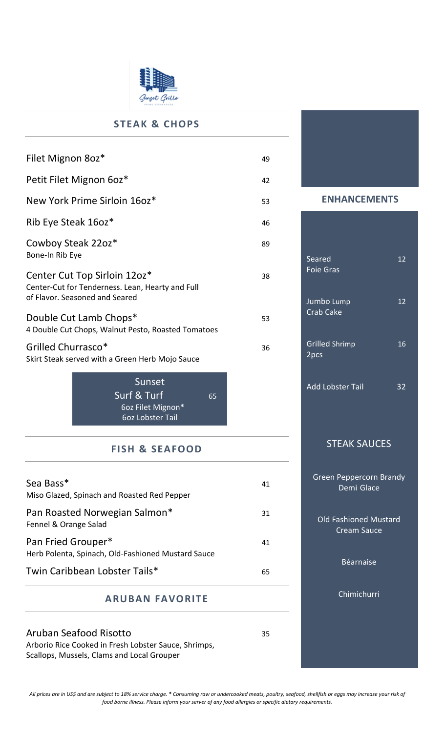## STEAK & CHOPS

Filet Mignon 8oz* 49

Petit Filet Mignon 6oz* 42

New York Prime Sirloin 16oz* 53

Rib Eye Steak 16oz* 46

Cowboy Steak 22oz* 89
Bone-In Rib Eye

Center Cut Top Sirloin 12oz* 38
Center-Cut for Tenderness. Lean, Hearty and Full of Flavor. Seasoned and Seared

Double Cut Lamb Chops* 53
4 Double Cut Chops, Walnut Pesto, Roasted Tomatoes

Grilled Churrasco* 36
Skirt Steak served with a Green Herb Mojo Sauce

Sunset Surf & Turf 65
6oz Filet Mignon*
6oz Lobster Tail

## FISH & SEAFOOD

Sea Bass* 41
Miso Glazed, Spinach and Roasted Red Pepper

Pan Roasted Norwegian Salmon* 31
Fennel & Orange Salad

Pan Fried Grouper* 41
Herb Polenta, Spinach, Old-Fashioned Mustard Sauce

Twin Caribbean Lobster Tails* 65

## ARUBAN FAVORITE

Aruban Seafood Risotto 35
Arborio Rice Cooked in Fresh Lobster Sauce, Shrimps, Scallops, Mussels, Clams and Local Grouper

## ENHANCEMENTS

Seared Foie Gras 12

Jumbo Lump Crab Cake 12

Grilled Shrimp 2pcs 16

Add Lobster Tail 32

## STEAK SAUCES

Green Peppercorn Brandy Demi Glace

Old Fashioned Mustard Cream Sauce

Béarnaise

Chimichurri

*All prices are in US$ and are subject to 18% service charge. * Consuming raw or undercooked meats, poultry, seafood, shellfish or eggs may increase your risk of food borne illness. Please inform your server of any food allergies or specific dietary requirements.*